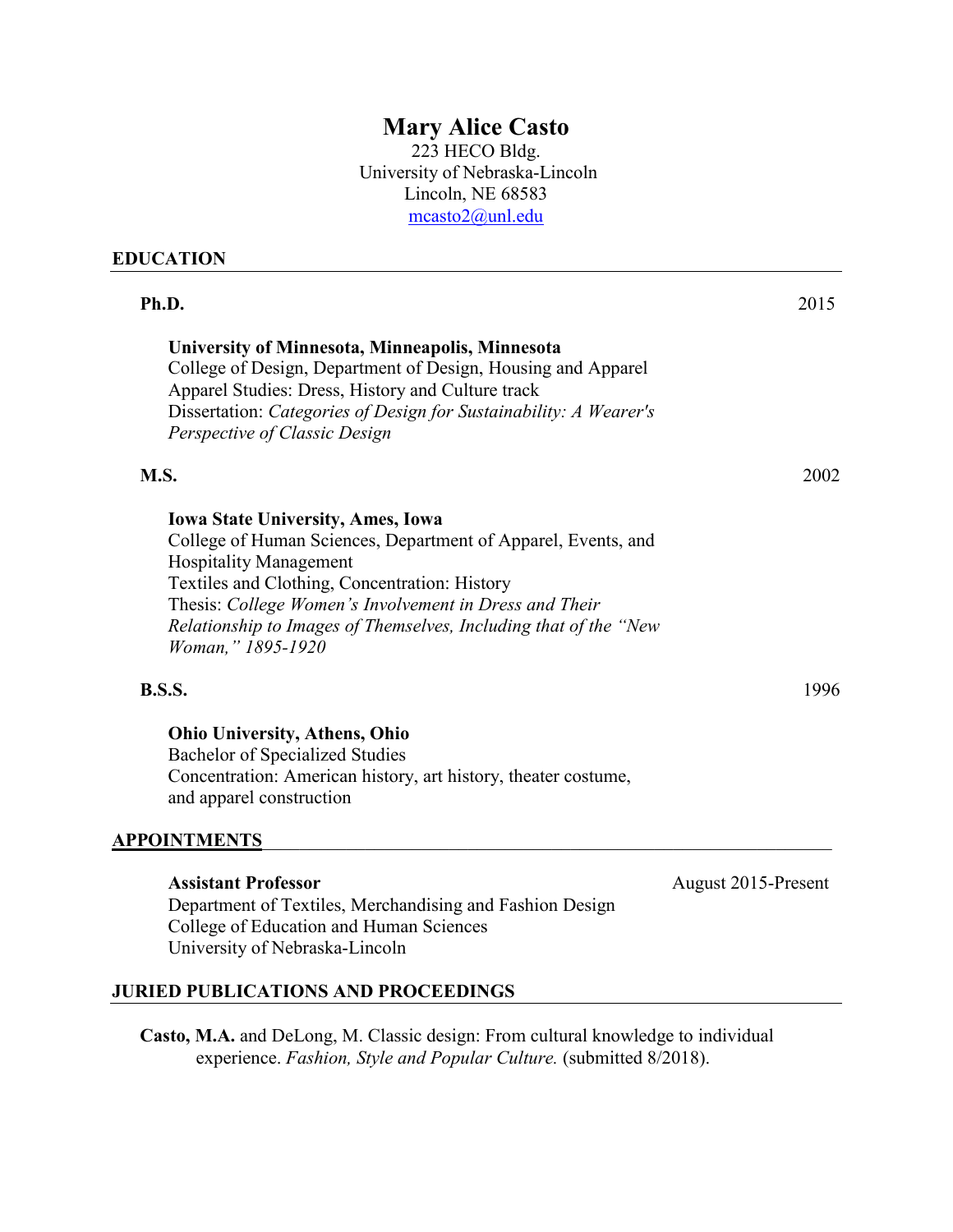# Mary Alice Casto

223 HECO Bldg.
University of Nebraska-Lincoln
Lincoln, NE 68583
mcasto2@unl.edu

## EDUCATION

**Ph.D.** 2015

**University of Minnesota, Minneapolis, Minnesota**
College of Design, Department of Design, Housing and Apparel
Apparel Studies: Dress, History and Culture track
Dissertation: *Categories of Design for Sustainability: A Wearer's Perspective of Classic Design*

**M.S.** 2002

**Iowa State University, Ames, Iowa**
College of Human Sciences, Department of Apparel, Events, and Hospitality Management
Textiles and Clothing, Concentration: History
Thesis: *College Women's Involvement in Dress and Their Relationship to Images of Themselves, Including that of the "New Woman," 1895-1920*

**B.S.S.** 1996

**Ohio University, Athens, Ohio**
Bachelor of Specialized Studies
Concentration: American history, art history, theater costume, and apparel construction

## APPOINTMENTS

**Assistant Professor** August 2015-Present
Department of Textiles, Merchandising and Fashion Design
College of Education and Human Sciences
University of Nebraska-Lincoln

## JURIED PUBLICATIONS AND PROCEEDINGS

**Casto, M.A.** and DeLong, M. Classic design: From cultural knowledge to individual experience. *Fashion, Style and Popular Culture.* (submitted 8/2018).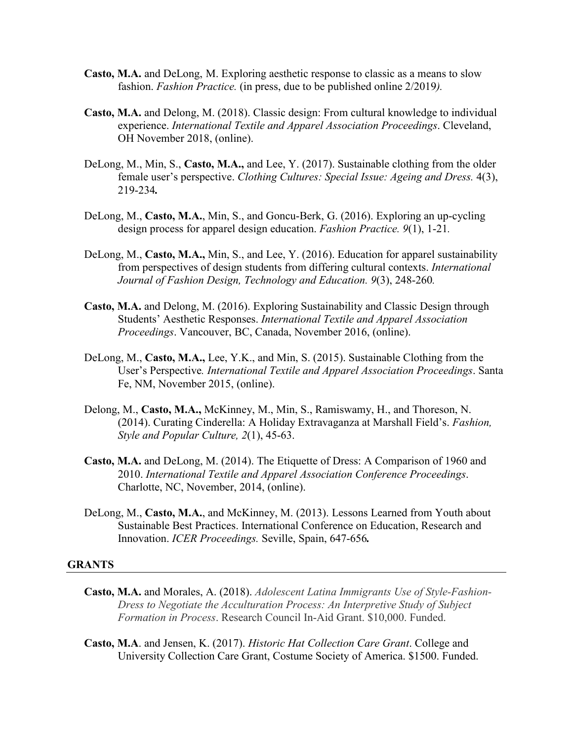**Casto, M.A.** and DeLong, M. Exploring aesthetic response to classic as a means to slow fashion. *Fashion Practice.* (in press, due to be published online 2/2019*).*

**Casto, M.A.** and Delong, M. (2018). Classic design: From cultural knowledge to individual experience. *International Textile and Apparel Association Proceedings*. Cleveland, OH November 2018, (online).

DeLong, M., Min, S., **Casto, M.A.,** and Lee, Y. (2017). Sustainable clothing from the older female user's perspective. *Clothing Cultures: Special Issue: Ageing and Dress.* 4(3), 219-234**.**

DeLong, M., **Casto, M.A.**, Min, S., and Goncu-Berk, G. (2016). Exploring an up-cycling design process for apparel design education. *Fashion Practice. 9*(1), 1-21*.*

DeLong, M., **Casto, M.A.,** Min, S., and Lee, Y. (2016). Education for apparel sustainability from perspectives of design students from differing cultural contexts. *International Journal of Fashion Design, Technology and Education. 9*(3), 248-260*.*

**Casto, M.A.** and Delong, M. (2016). Exploring Sustainability and Classic Design through Students' Aesthetic Responses. *International Textile and Apparel Association Proceedings*. Vancouver, BC, Canada, November 2016, (online).

DeLong, M., **Casto, M.A.,** Lee, Y.K., and Min, S. (2015). Sustainable Clothing from the User's Perspective*. International Textile and Apparel Association Proceedings*. Santa Fe, NM, November 2015, (online).

Delong, M., **Casto, M.A.,** McKinney, M., Min, S., Ramiswamy, H., and Thoreson, N. (2014). Curating Cinderella: A Holiday Extravaganza at Marshall Field's. *Fashion, Style and Popular Culture, 2*(1), 45-63.

**Casto, M.A.** and DeLong, M. (2014). The Etiquette of Dress: A Comparison of 1960 and 2010. *International Textile and Apparel Association Conference Proceedings*. Charlotte, NC, November, 2014, (online).

DeLong, M., **Casto, M.A.**, and McKinney, M. (2013). Lessons Learned from Youth about Sustainable Best Practices. International Conference on Education, Research and Innovation. *ICER Proceedings.* Seville, Spain, 647-656**.**

## GRANTS

**Casto, M.A.** and Morales, A. (2018). *Adolescent Latina Immigrants Use of Style-Fashion-Dress to Negotiate the Acculturation Process: An Interpretive Study of Subject Formation in Process*. Research Council In-Aid Grant. $10,000. Funded.

**Casto, M.A**. and Jensen, K. (2017). *Historic Hat Collection Care Grant*. College and University Collection Care Grant, Costume Society of America. $1500. Funded.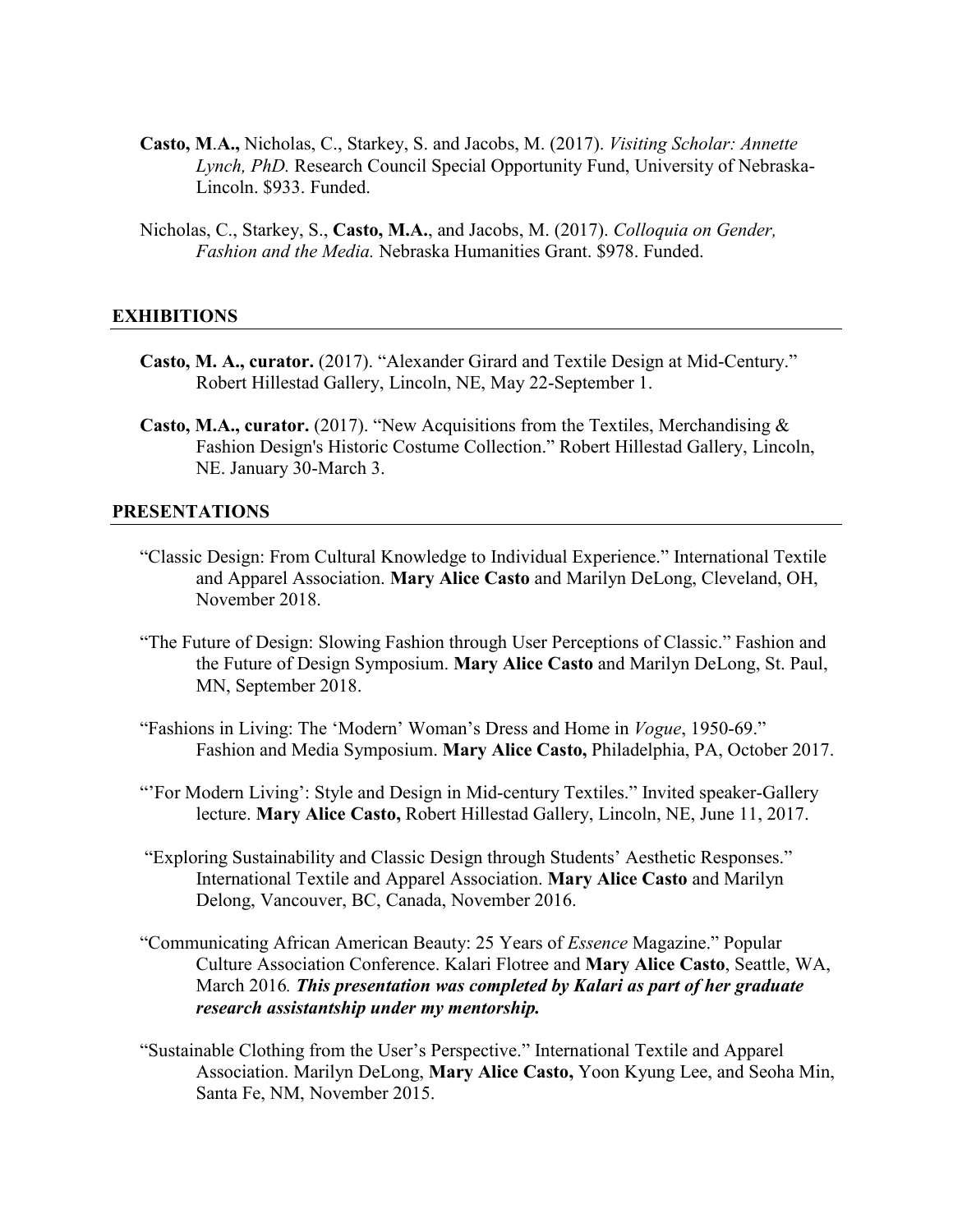**Casto, M.A.,** Nicholas, C., Starkey, S. and Jacobs, M. (2017). *Visiting Scholar: Annette Lynch, PhD.* Research Council Special Opportunity Fund, University of Nebraska-Lincoln. $933. Funded.

Nicholas, C., Starkey, S., **Casto, M.A.**, and Jacobs, M. (2017). *Colloquia on Gender, Fashion and the Media.* Nebraska Humanities Grant. $978. Funded.

## EXHIBITIONS

**Casto, M. A., curator.** (2017). "Alexander Girard and Textile Design at Mid-Century." Robert Hillestad Gallery, Lincoln, NE, May 22-September 1.

**Casto, M.A., curator.** (2017). "New Acquisitions from the Textiles, Merchandising & Fashion Design's Historic Costume Collection." Robert Hillestad Gallery, Lincoln, NE. January 30-March 3.

## PRESENTATIONS

"Classic Design: From Cultural Knowledge to Individual Experience." International Textile and Apparel Association. **Mary Alice Casto** and Marilyn DeLong, Cleveland, OH, November 2018.

"The Future of Design: Slowing Fashion through User Perceptions of Classic." Fashion and the Future of Design Symposium. **Mary Alice Casto** and Marilyn DeLong, St. Paul, MN, September 2018.

"Fashions in Living: The 'Modern' Woman's Dress and Home in *Vogue*, 1950-69." Fashion and Media Symposium. **Mary Alice Casto,** Philadelphia, PA, October 2017.

"'For Modern Living': Style and Design in Mid-century Textiles." Invited speaker-Gallery lecture. **Mary Alice Casto,** Robert Hillestad Gallery, Lincoln, NE, June 11, 2017.

"Exploring Sustainability and Classic Design through Students' Aesthetic Responses." International Textile and Apparel Association. **Mary Alice Casto** and Marilyn Delong, Vancouver, BC, Canada, November 2016.

"Communicating African American Beauty: 25 Years of *Essence* Magazine." Popular Culture Association Conference. Kalari Flotree and **Mary Alice Casto**, Seattle, WA, March 2016. ***This presentation was completed by Kalari as part of her graduate research assistantship under my mentorship.***

"Sustainable Clothing from the User's Perspective." International Textile and Apparel Association. Marilyn DeLong, **Mary Alice Casto,** Yoon Kyung Lee, and Seoha Min, Santa Fe, NM, November 2015.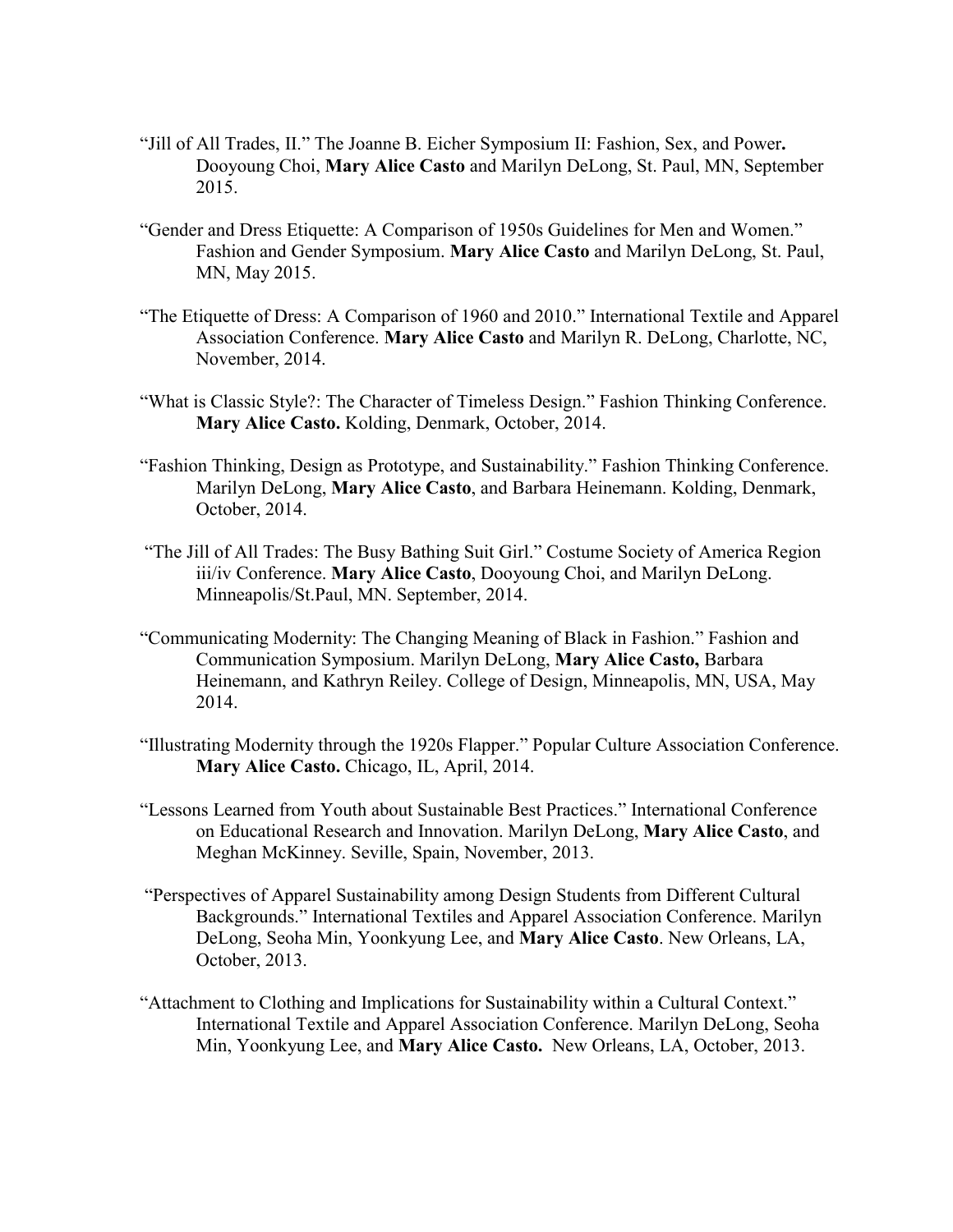"Jill of All Trades, II." The Joanne B. Eicher Symposium II: Fashion, Sex, and Power**.** Dooyoung Choi, **Mary Alice Casto** and Marilyn DeLong, St. Paul, MN, September 2015.

"Gender and Dress Etiquette: A Comparison of 1950s Guidelines for Men and Women." Fashion and Gender Symposium. **Mary Alice Casto** and Marilyn DeLong, St. Paul, MN, May 2015.

"The Etiquette of Dress: A Comparison of 1960 and 2010." International Textile and Apparel Association Conference. **Mary Alice Casto** and Marilyn R. DeLong, Charlotte, NC, November, 2014.

"What is Classic Style?: The Character of Timeless Design." Fashion Thinking Conference. **Mary Alice Casto.** Kolding, Denmark, October, 2014.

"Fashion Thinking, Design as Prototype, and Sustainability." Fashion Thinking Conference. Marilyn DeLong, **Mary Alice Casto**, and Barbara Heinemann. Kolding, Denmark, October, 2014.

"The Jill of All Trades: The Busy Bathing Suit Girl." Costume Society of America Region iii/iv Conference. **Mary Alice Casto**, Dooyoung Choi, and Marilyn DeLong. Minneapolis/St.Paul, MN. September, 2014.

"Communicating Modernity: The Changing Meaning of Black in Fashion." Fashion and Communication Symposium. Marilyn DeLong, **Mary Alice Casto,** Barbara Heinemann, and Kathryn Reiley. College of Design, Minneapolis, MN, USA, May 2014.

"Illustrating Modernity through the 1920s Flapper." Popular Culture Association Conference. **Mary Alice Casto.** Chicago, IL, April, 2014.

"Lessons Learned from Youth about Sustainable Best Practices." International Conference on Educational Research and Innovation. Marilyn DeLong, **Mary Alice Casto**, and Meghan McKinney. Seville, Spain, November, 2013.

"Perspectives of Apparel Sustainability among Design Students from Different Cultural Backgrounds." International Textiles and Apparel Association Conference. Marilyn DeLong, Seoha Min, Yoonkyung Lee, and **Mary Alice Casto**. New Orleans, LA, October, 2013.

"Attachment to Clothing and Implications for Sustainability within a Cultural Context." International Textile and Apparel Association Conference. Marilyn DeLong, Seoha Min, Yoonkyung Lee, and **Mary Alice Casto.** New Orleans, LA, October, 2013.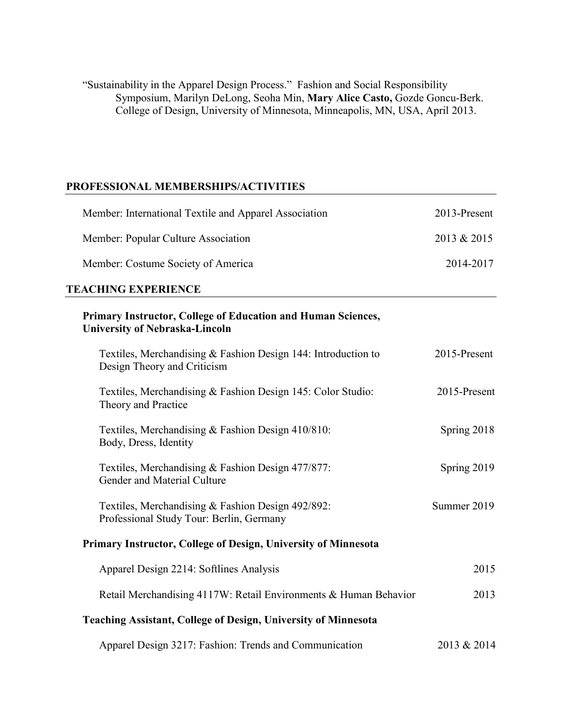"Sustainability in the Apparel Design Process." Fashion and Social Responsibility Symposium, Marilyn DeLong, Seoha Min, **Mary Alice Casto,** Gozde Goncu-Berk. College of Design, University of Minnesota, Minneapolis, MN, USA, April 2013.

## PROFESSIONAL MEMBERSHIPS/ACTIVITIES

Member: International Textile and Apparel Association — 2013-Present

Member: Popular Culture Association — 2013 & 2015

Member: Costume Society of America — 2014-2017

## TEACHING EXPERIENCE

### Primary Instructor, College of Education and Human Sciences, University of Nebraska-Lincoln

Textiles, Merchandising & Fashion Design 144: Introduction to Design Theory and Criticism — 2015-Present

Textiles, Merchandising & Fashion Design 145: Color Studio: Theory and Practice — 2015-Present

Textiles, Merchandising & Fashion Design 410/810: Body, Dress, Identity — Spring 2018

Textiles, Merchandising & Fashion Design 477/877: Gender and Material Culture — Spring 2019

Textiles, Merchandising & Fashion Design 492/892: Professional Study Tour: Berlin, Germany — Summer 2019

### Primary Instructor, College of Design, University of Minnesota

Apparel Design 2214: Softlines Analysis — 2015

Retail Merchandising 4117W: Retail Environments & Human Behavior — 2013

### Teaching Assistant, College of Design, University of Minnesota

Apparel Design 3217: Fashion: Trends and Communication — 2013 & 2014